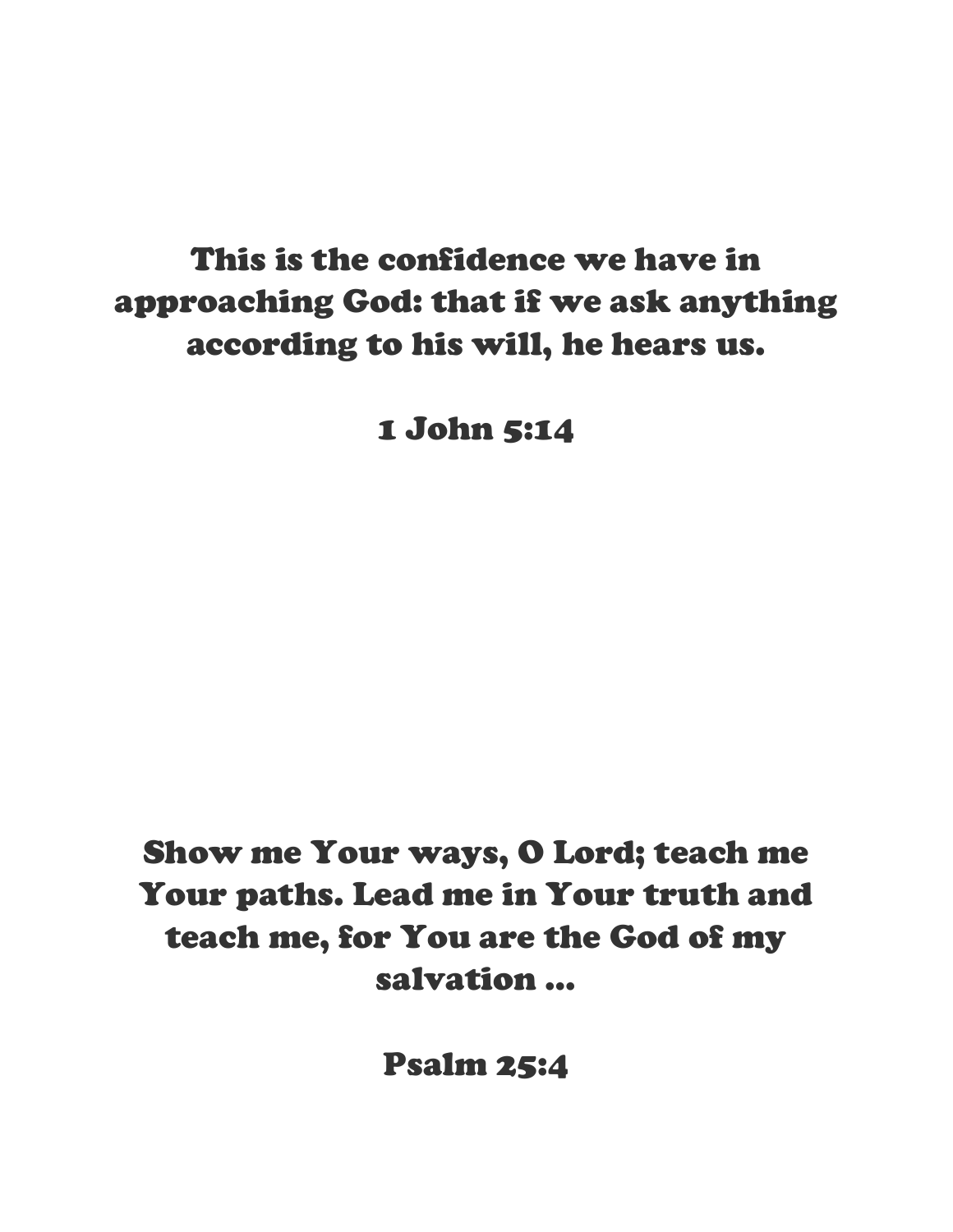**This is the confidence we have in approaching God: that if we ask anything according to his will, he hears us.**

**1 John 5:14**

**Show me Your ways, O Lord; teach me Your paths. Lead me in Your truth and teach me, for You are the God of my salvation ...**

**Psalm 25:4**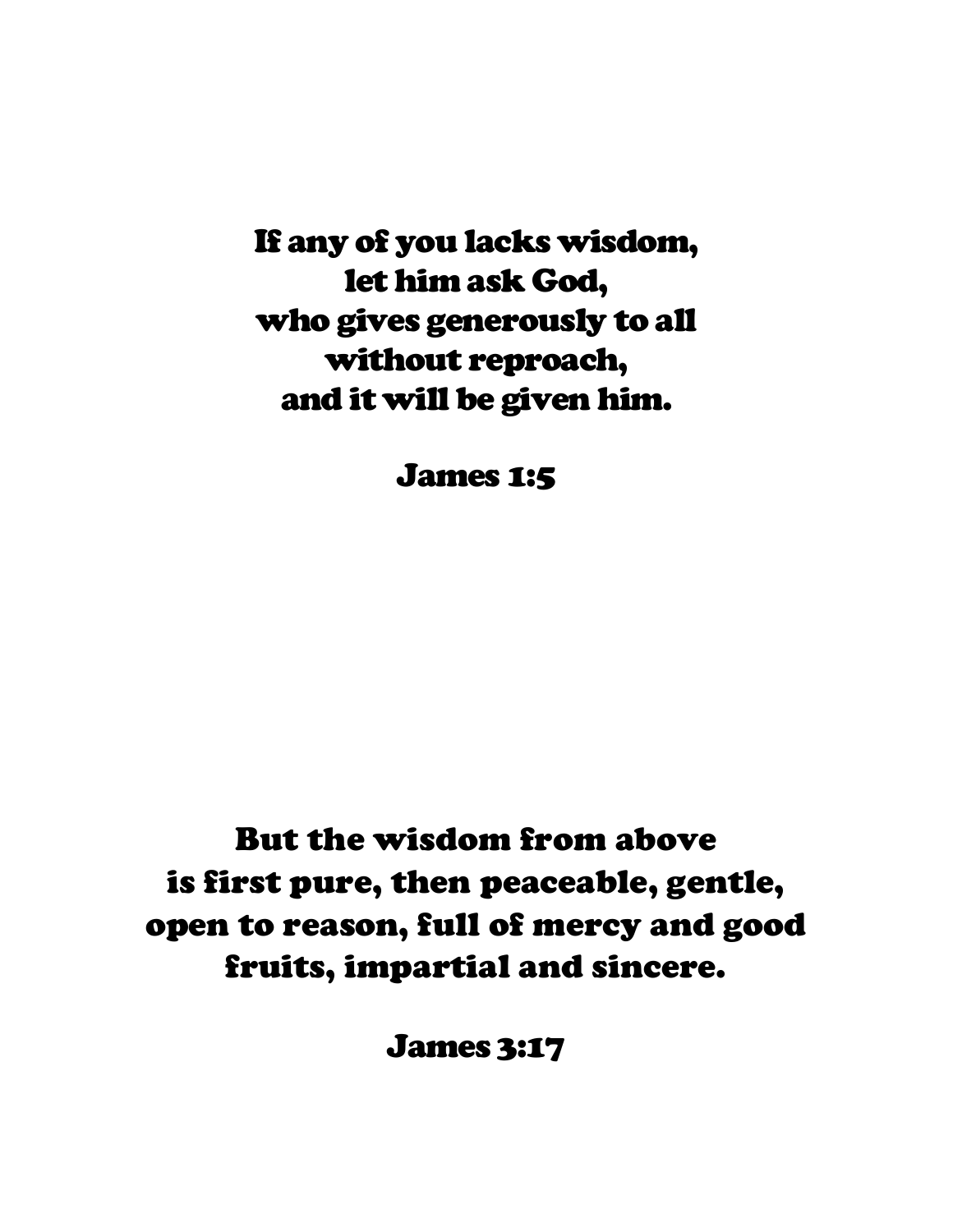**If any of you lacks wisdom,**
**let him ask God,**
**who gives generously to all**
**without reproach,**
**and it will be given him.**

**James 1:5**

**But the wisdom from above**
**is first pure, then peaceable, gentle,**
**open to reason, full of mercy and good**
**fruits, impartial and sincere.**

**James 3:17**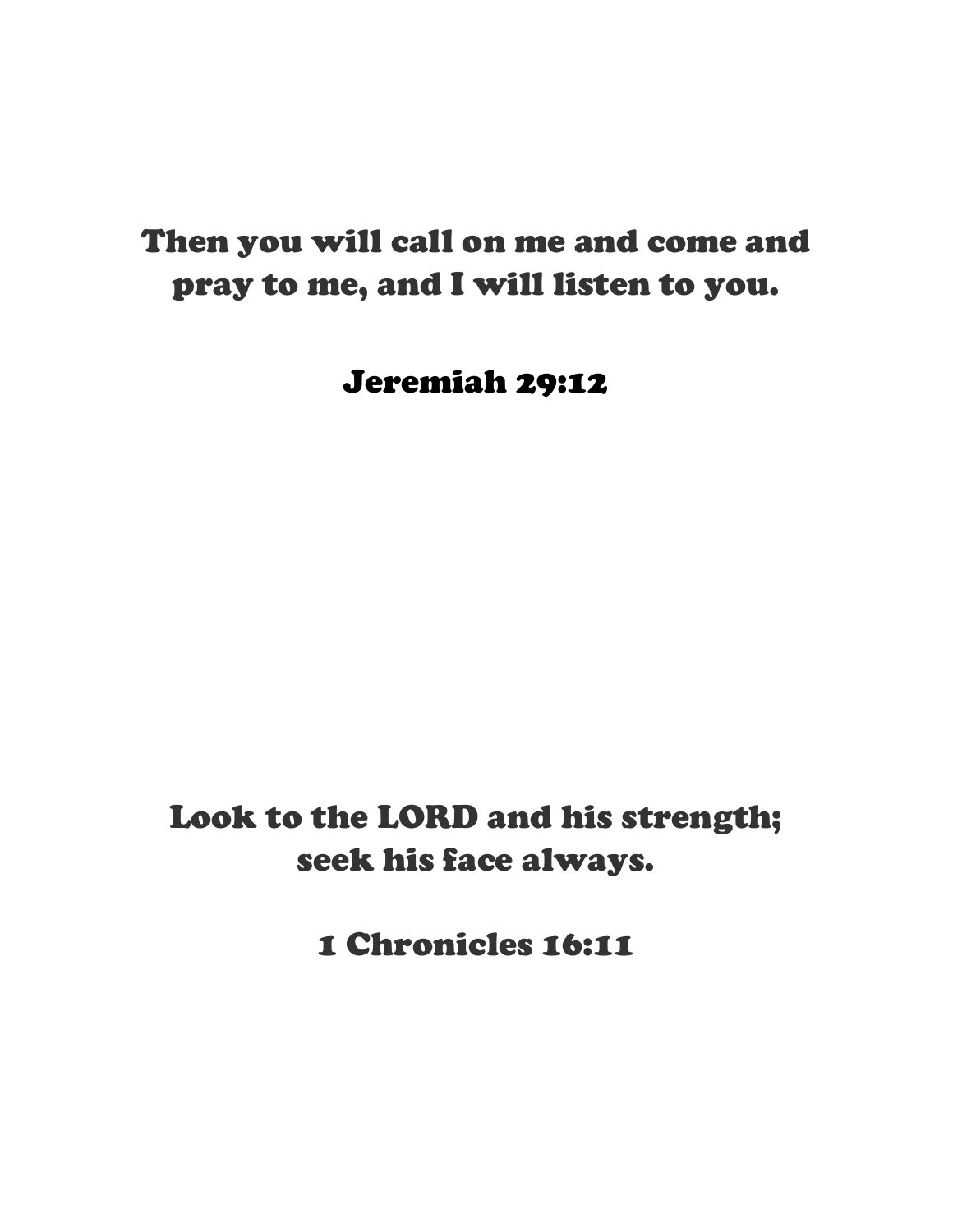**Then you will call on me and come and pray to me, and I will listen to you.**

**Jeremiah 29:12**

**Look to the LORD and his strength; seek his face always.**

**1 Chronicles 16:11**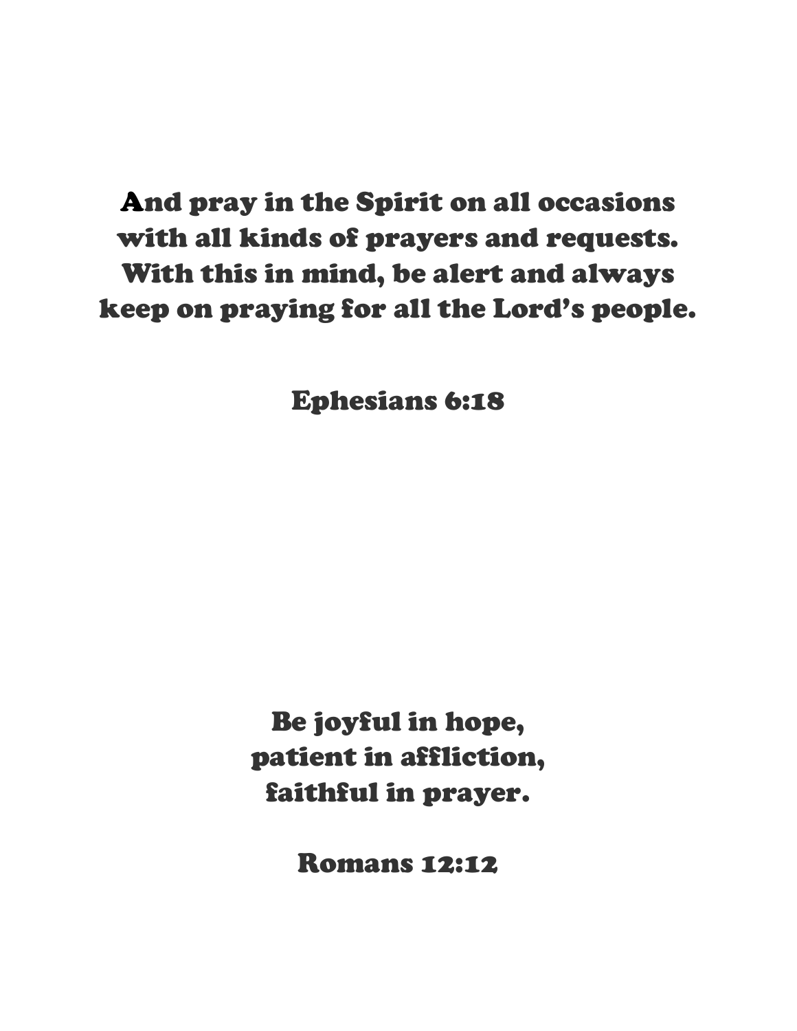And pray in the Spirit on all occasions
with all kinds of prayers and requests.
With this in mind, be alert and always
keep on praying for all the Lord's people.

Ephesians 6:18

Be joyful in hope,
patient in affliction,
faithful in prayer.

Romans 12:12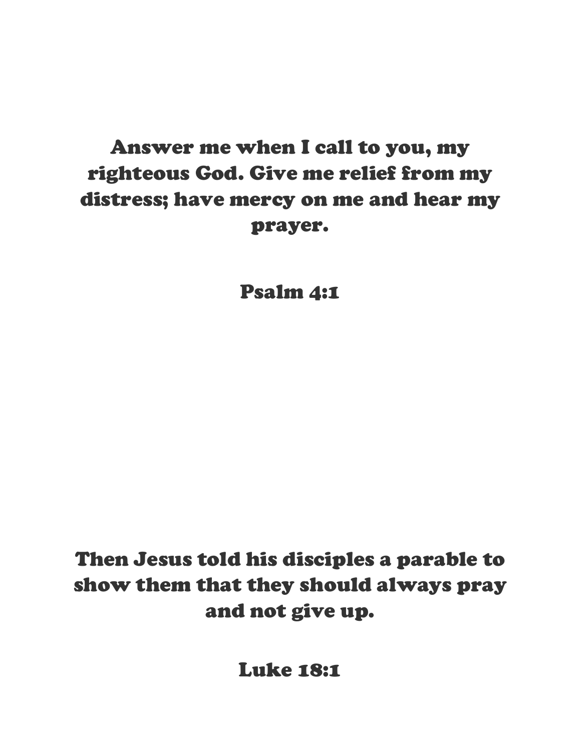**Answer me when I call to you, my righteous God. Give me relief from my distress; have mercy on me and hear my prayer.**

**Psalm 4:1**

**Then Jesus told his disciples a parable to show them that they should always pray and not give up.**

**Luke 18:1**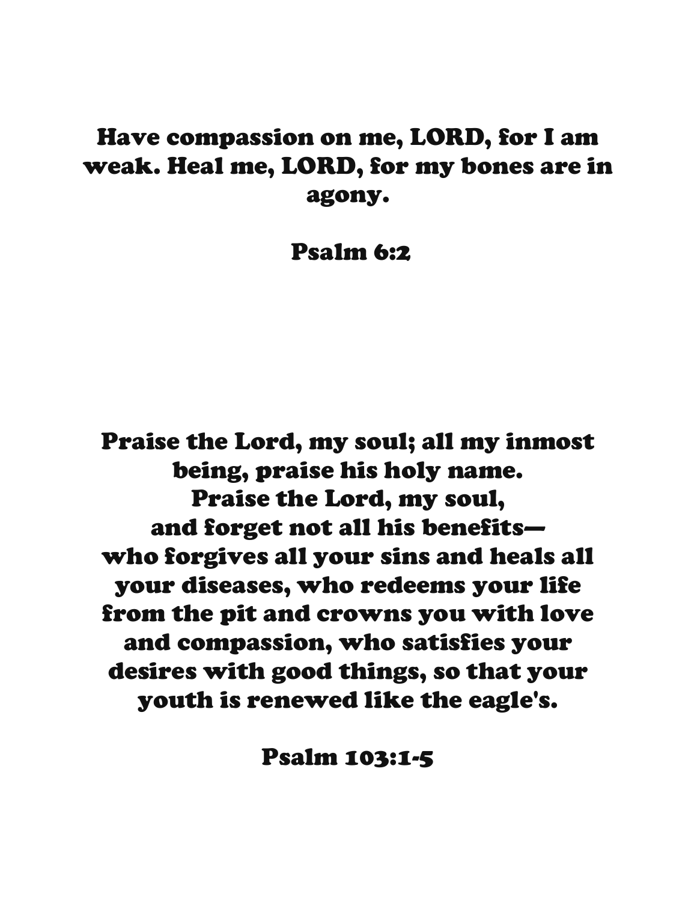**Have compassion on me, LORD, for I am weak. Heal me, LORD, for my bones are in agony.**

**Psalm 6:2**

**Praise the Lord, my soul; all my inmost being, praise his holy name.**
**Praise the Lord, my soul,**
**and forget not all his benefits—**
**who forgives all your sins and heals all your diseases, who redeems your life from the pit and crowns you with love and compassion, who satisfies your desires with good things, so that your youth is renewed like the eagle's.**

**Psalm 103:1-5**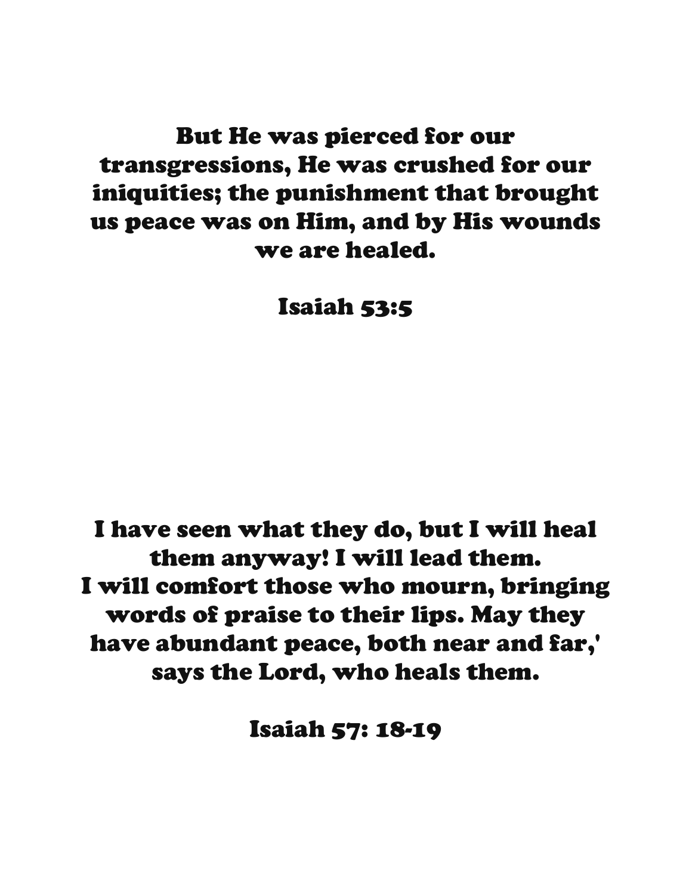**But He was pierced for our transgressions, He was crushed for our iniquities; the punishment that brought us peace was on Him, and by His wounds we are healed.**

**Isaiah 53:5**

**I have seen what they do, but I will heal them anyway! I will lead them.**
**I will comfort those who mourn, bringing words of praise to their lips. May they have abundant peace, both near and far,' says the Lord, who heals them.**

**Isaiah 57: 18-19**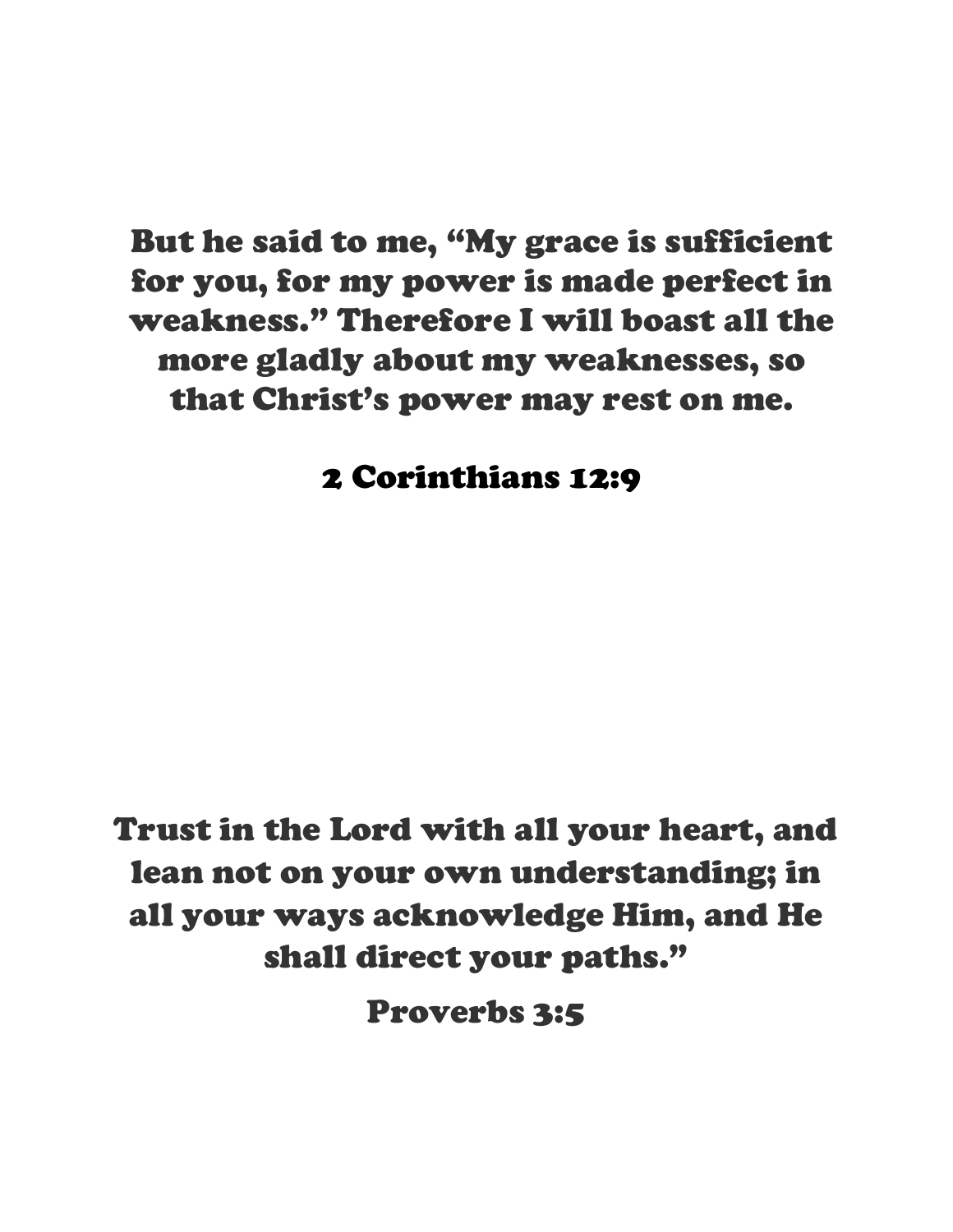**But he said to me, "My grace is sufficient for you, for my power is made perfect in weakness." Therefore I will boast all the more gladly about my weaknesses, so that Christ's power may rest on me.**

2 Corinthians 12:9

**Trust in the Lord with all your heart, and lean not on your own understanding; in all your ways acknowledge Him, and He shall direct your paths."**

**Proverbs 3:5**